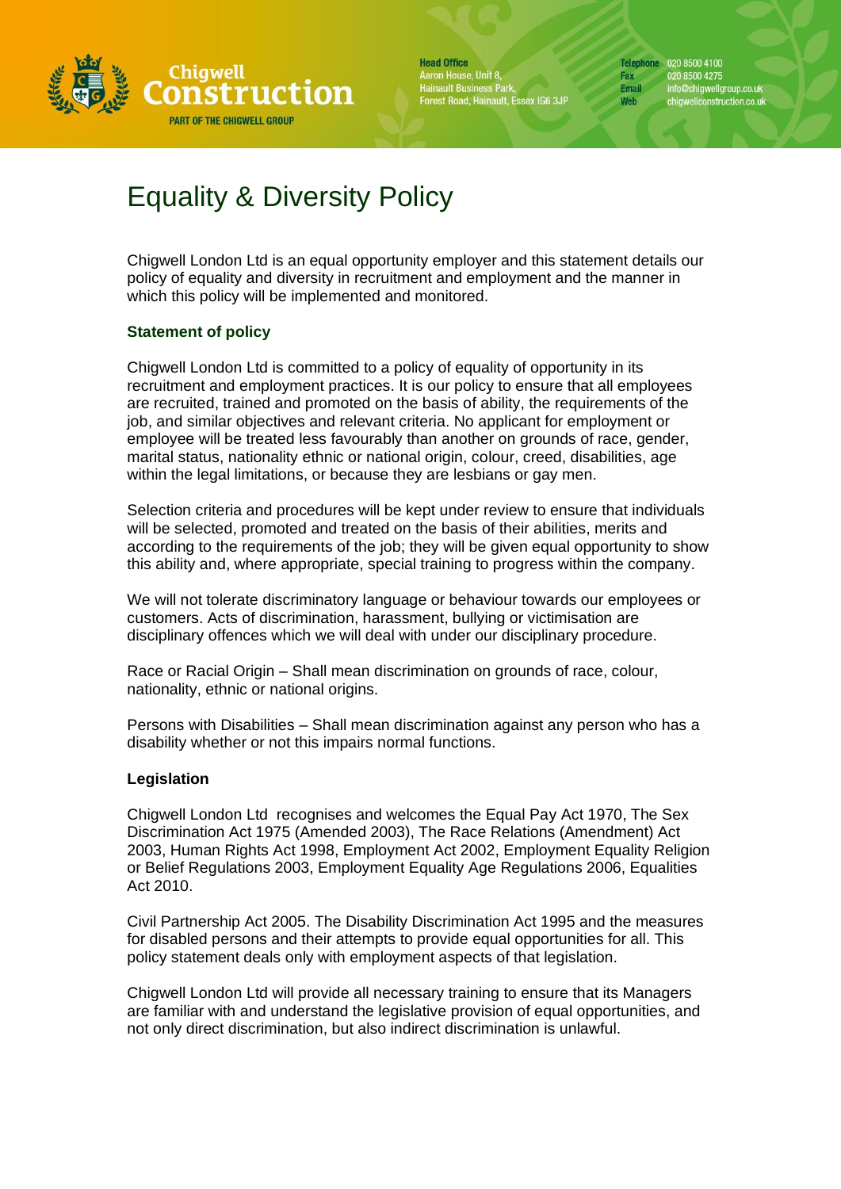# Equality & Diversity Policy

Chigwell London Ltd is an equal opportunity employer and this statement details our policy of equality and diversity in recruitment and employment and the manner in which this policy will be implemented and monitored.

## Statement of policy

Chigwell London Ltd is committed to a policy of equality of opportunity in its recruitment and employment practices. It is our policy to ensure that all employees are recruited, trained and promoted on the basis of ability, the requirements of the job, and similar objectives and relevant criteria. No applicant for employment or employee will be treated less favourably than another on grounds of race, gender, marital status, nationality ethnic or national origin, colour, creed, disabilities, age within the legal limitations, or because they are lesbians or gay men.

Selection criteria and procedures will be kept under review to ensure that individuals will be selected, promoted and treated on the basis of their abilities, merits and according to the requirements of the job; they will be given equal opportunity to show this ability and, where appropriate, special training to progress within the company.

We will not tolerate discriminatory language or behaviour towards our employees or customers. Acts of discrimination, harassment, bullying or victimisation are disciplinary offences which we will deal with under our disciplinary procedure.

Race or Racial Origin – Shall mean discrimination on grounds of race, colour, nationality, ethnic or national origins.

Persons with Disabilities – Shall mean discrimination against any person who has a disability whether or not this impairs normal functions.

## Legislation

Chigwell London Ltd recognises and welcomes the Equal Pay Act 1970, The Sex Discrimination Act 1975 (Amended 2003), The Race Relations (Amendment) Act 2003, Human Rights Act 1998, Employment Act 2002, Employment Equality Religion or Belief Regulations 2003, Employment Equality Age Regulations 2006, Equalities Act 2010.

Civil Partnership Act 2005. The Disability Discrimination Act 1995 and the measures for disabled persons and their attempts to provide equal opportunities for all. This policy statement deals only with employment aspects of that legislation.

Chigwell London Ltd will provide all necessary training to ensure that its Managers are familiar with and understand the legislative provision of equal opportunities, and not only direct discrimination, but also indirect discrimination is unlawful.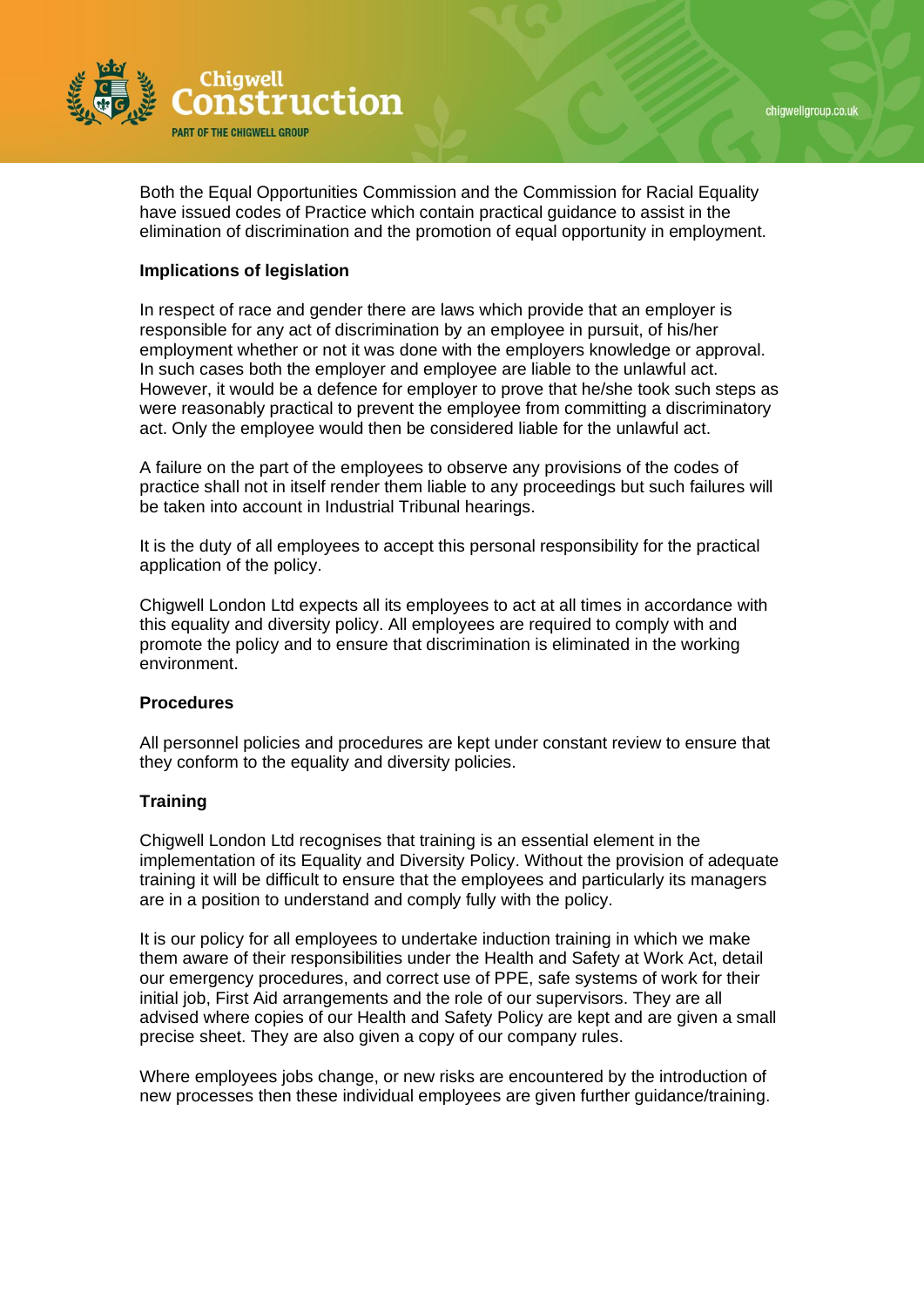Both the Equal Opportunities Commission and the Commission for Racial Equality have issued codes of Practice which contain practical guidance to assist in the elimination of discrimination and the promotion of equal opportunity in employment.

**Implications of legislation**

In respect of race and gender there are laws which provide that an employer is responsible for any act of discrimination by an employee in pursuit, of his/her employment whether or not it was done with the employers knowledge or approval. In such cases both the employer and employee are liable to the unlawful act. However, it would be a defence for employer to prove that he/she took such steps as were reasonably practical to prevent the employee from committing a discriminatory act. Only the employee would then be considered liable for the unlawful act.

A failure on the part of the employees to observe any provisions of the codes of practice shall not in itself render them liable to any proceedings but such failures will be taken into account in Industrial Tribunal hearings.

It is the duty of all employees to accept this personal responsibility for the practical application of the policy.

Chigwell London Ltd expects all its employees to act at all times in accordance with this equality and diversity policy. All employees are required to comply with and promote the policy and to ensure that discrimination is eliminated in the working environment.

**Procedures**

All personnel policies and procedures are kept under constant review to ensure that they conform to the equality and diversity policies.

**Training**

Chigwell London Ltd recognises that training is an essential element in the implementation of its Equality and Diversity Policy. Without the provision of adequate training it will be difficult to ensure that the employees and particularly its managers are in a position to understand and comply fully with the policy.

It is our policy for all employees to undertake induction training in which we make them aware of their responsibilities under the Health and Safety at Work Act, detail our emergency procedures, and correct use of PPE, safe systems of work for their initial job, First Aid arrangements and the role of our supervisors. They are all advised where copies of our Health and Safety Policy are kept and are given a small precise sheet. They are also given a copy of our company rules.

Where employees jobs change, or new risks are encountered by the introduction of new processes then these individual employees are given further guidance/training.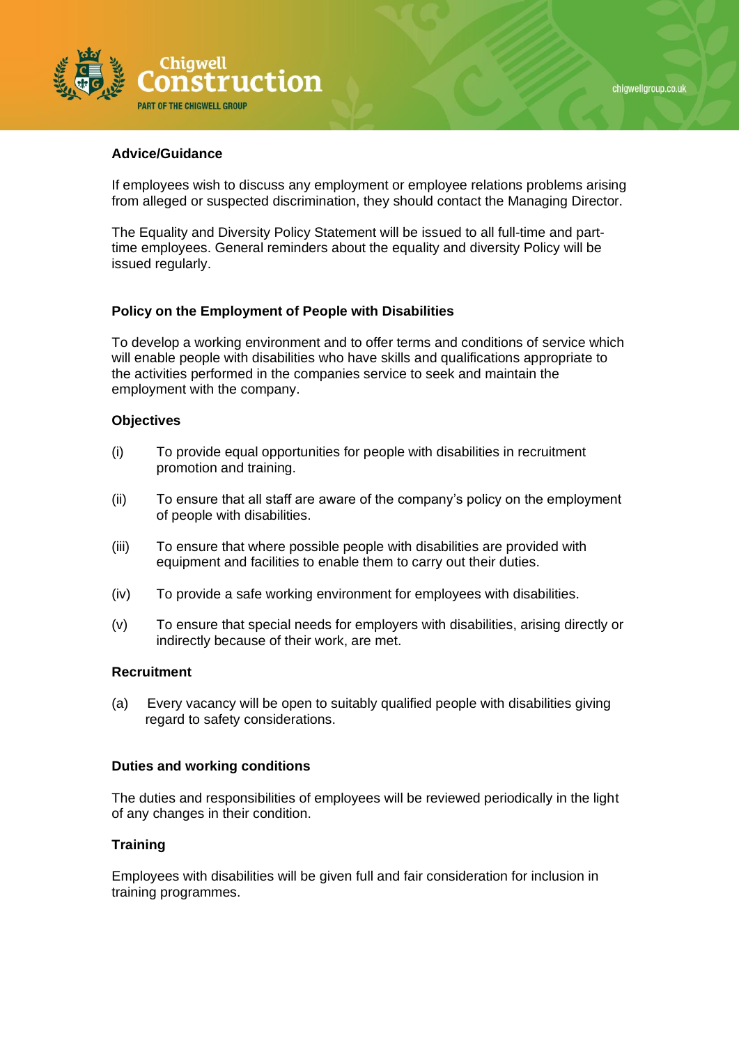**Advice/Guidance**

If employees wish to discuss any employment or employee relations problems arising from alleged or suspected discrimination, they should contact the Managing Director.

The Equality and Diversity Policy Statement will be issued to all full-time and part-time employees. General reminders about the equality and diversity Policy will be issued regularly.

**Policy on the Employment of People with Disabilities**

To develop a working environment and to offer terms and conditions of service which will enable people with disabilities who have skills and qualifications appropriate to the activities performed in the companies service to seek and maintain the employment with the company.

**Objectives**

(i) To provide equal opportunities for people with disabilities in recruitment promotion and training.

(ii) To ensure that all staff are aware of the company's policy on the employment of people with disabilities.

(iii) To ensure that where possible people with disabilities are provided with equipment and facilities to enable them to carry out their duties.

(iv) To provide a safe working environment for employees with disabilities.

(v) To ensure that special needs for employers with disabilities, arising directly or indirectly because of their work, are met.

**Recruitment**

(a) Every vacancy will be open to suitably qualified people with disabilities giving regard to safety considerations.

**Duties and working conditions**

The duties and responsibilities of employees will be reviewed periodically in the light of any changes in their condition.

**Training**

Employees with disabilities will be given full and fair consideration for inclusion in training programmes.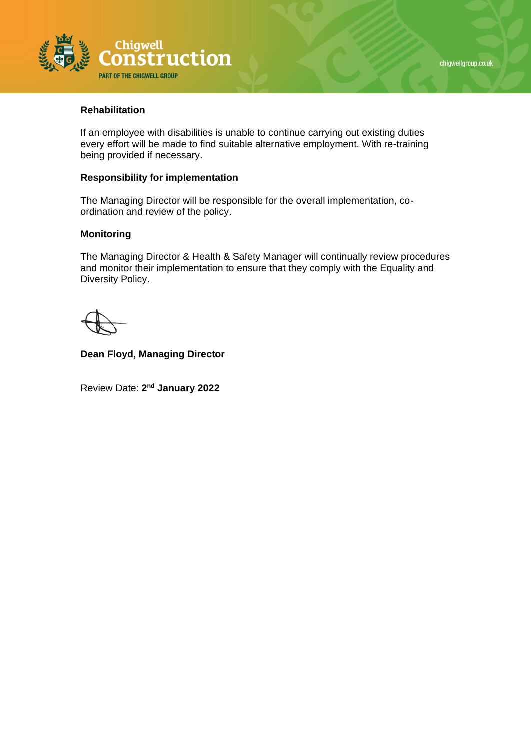**Rehabilitation**

If an employee with disabilities is unable to continue carrying out existing duties every effort will be made to find suitable alternative employment. With re-training being provided if necessary.

**Responsibility for implementation**

The Managing Director will be responsible for the overall implementation, co-ordination and review of the policy.

**Monitoring**

The Managing Director & Health & Safety Manager will continually review procedures and monitor their implementation to ensure that they comply with the Equality and Diversity Policy.

**Dean Floyd, Managing Director**

Review Date: **2nd January 2022**